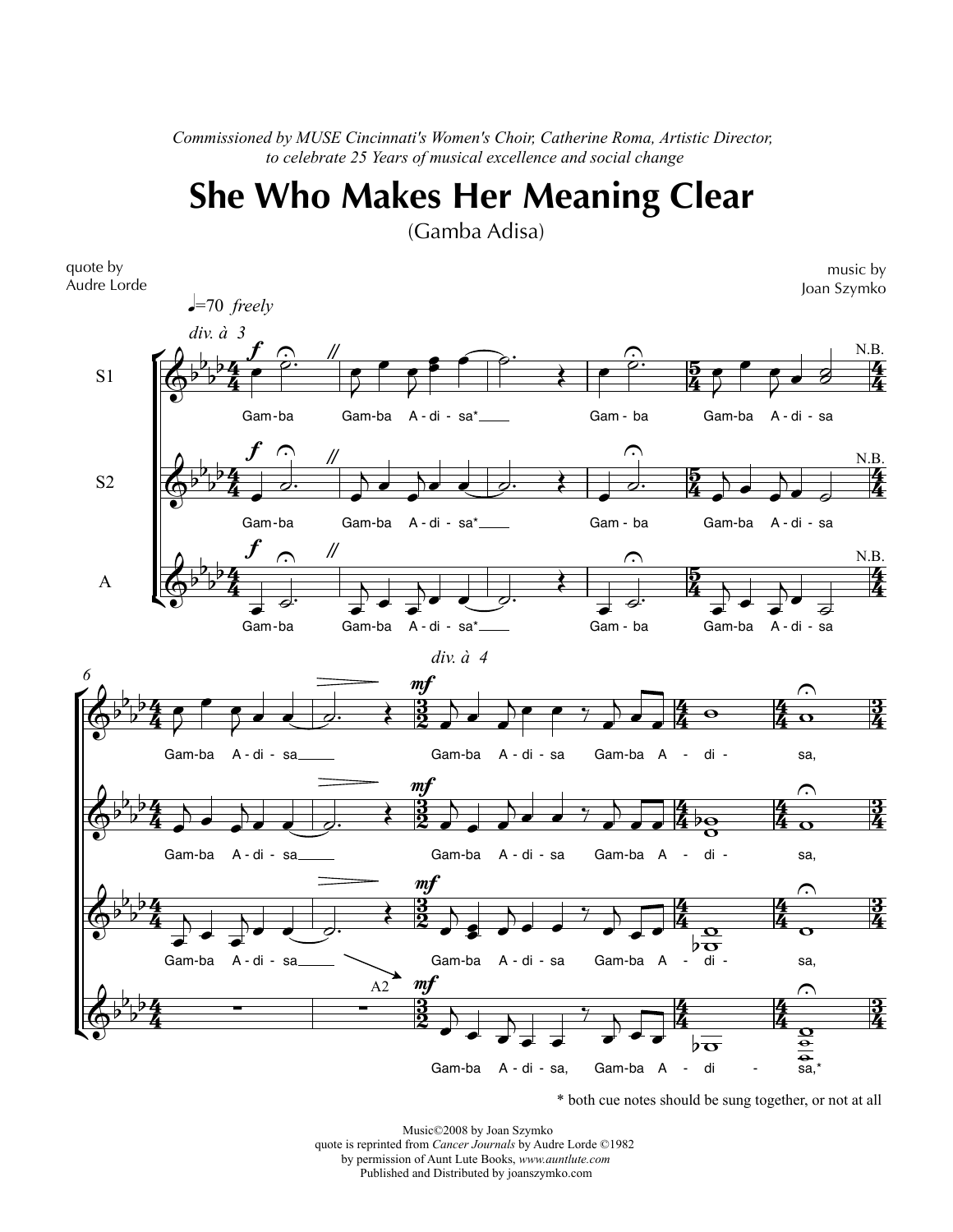*Commissioned by MUSE Cincinnati's Women's Choir, Catherine Roma, Artistic Director, to celebrate 25 Years of musical excellence and social change*

# She Who Makes Her Meaning Clear

(Gamba Adisa)

quote by
Audre Lorde

music by
Joan Szymko

* both cue notes should be sung together, or not at all

Music©2008 by Joan Szymko
quote is reprinted from *Cancer Journals* by Audre Lorde ©1982
by permission of Aunt Lute Books, *www.auntlute.com*
Published and Distributed by joanszymko.com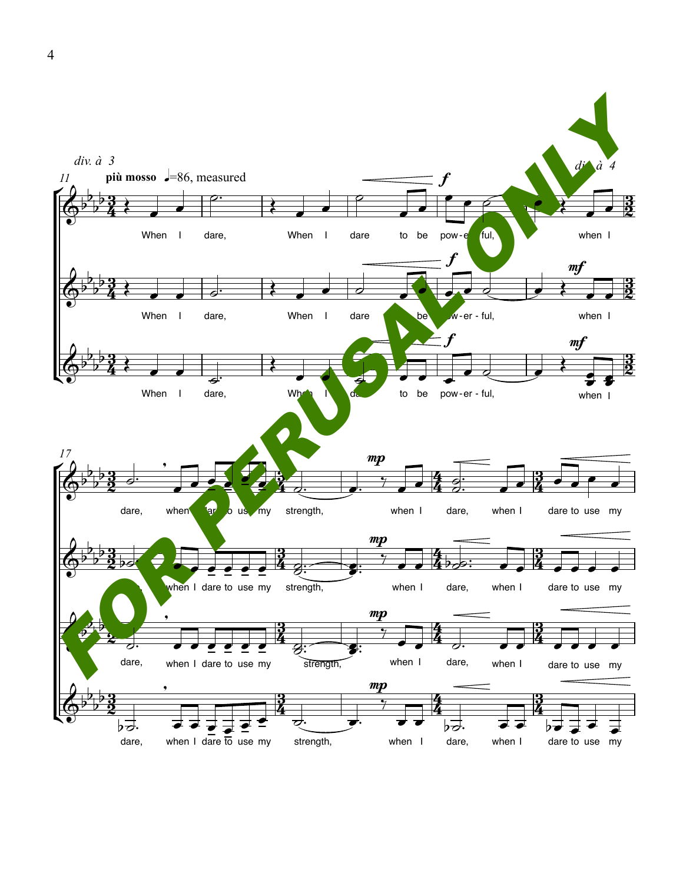*div. à 3*

11 **più mosso** ♩=86, measured

When I dare, When I dare to be pow-er-ful, when I

*div. à 4*

When I dare, When I dare to be pow-er-ful, when I

When I dare, When I dare to be pow-er-ful, when I

17

dare, when I dare to use my strength, when I dare, when I dare to use my

dare, when I dare to use my strength, when I dare, when I dare to use my

dare, when I dare to use my strength, when I dare, when I dare to use my

dare, when I dare to use my strength, when I dare, when I dare to use my

FOR PERUSAL ONLY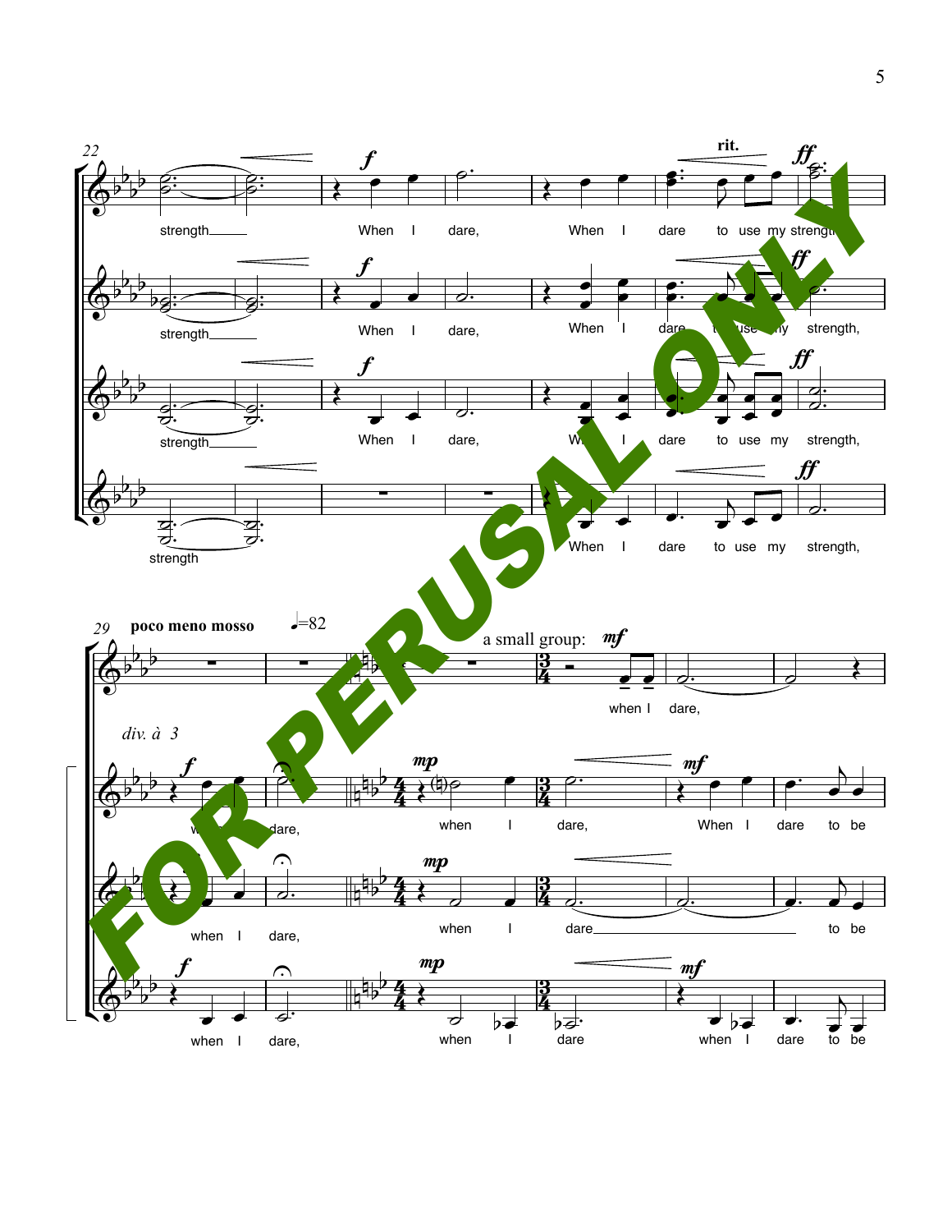FOR PERUSAL ONLY

22

strength ___ When I dare, When I dare to use my strength

strength ___ When I dare, When I dare to use my strength,

strength ___ When I dare, When I dare to use my strength,

strength When I dare to use my strength,

rit.

29 **poco meno mosso** ♩=82

a small group: *mf*

when I dare,

*div. à 3*

when I dare, when I dare, When I dare to be

when I dare, when I dare ___ to be

when I dare, when I dare when I dare to be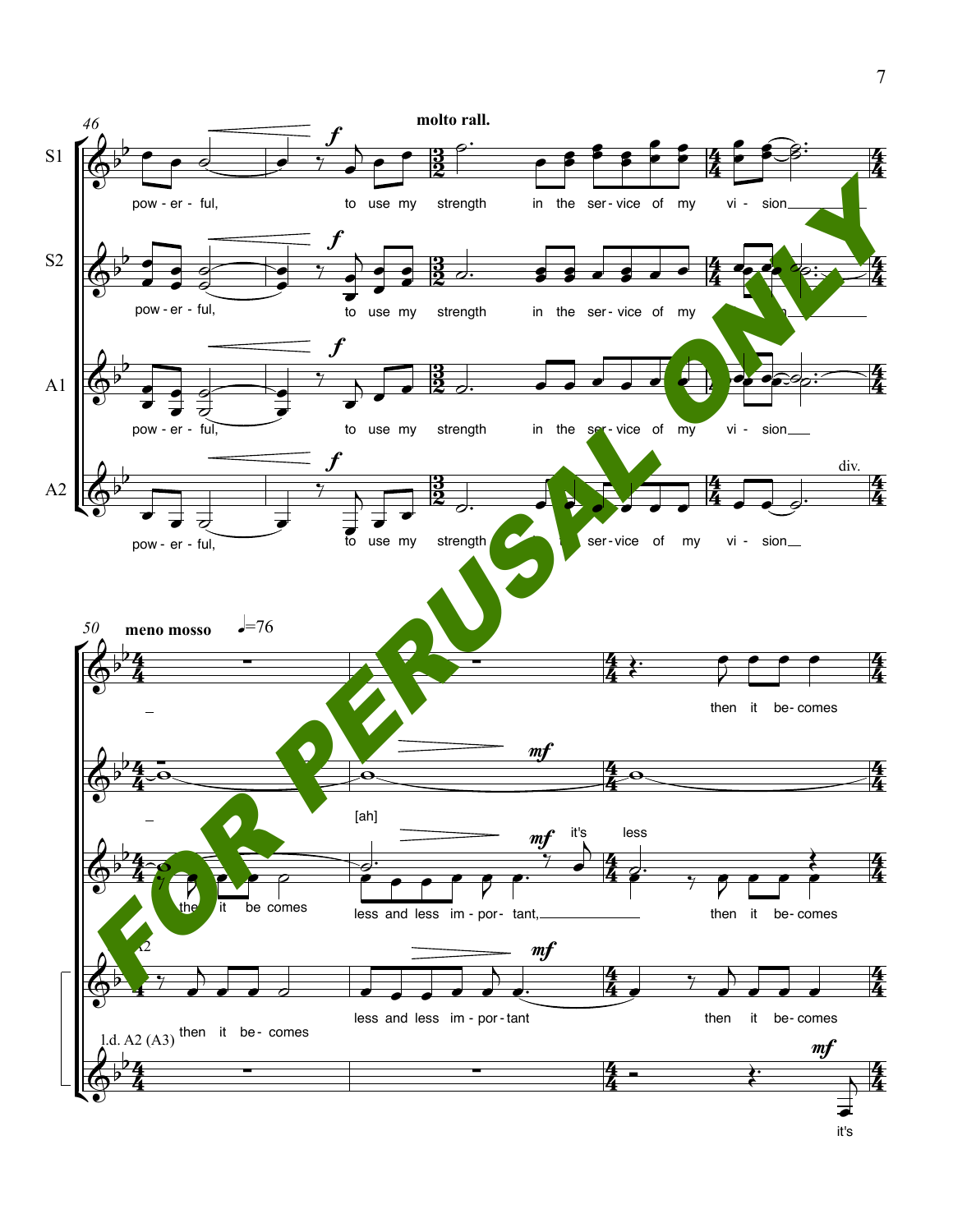**molto rall.**

S1: pow - er - ful, to use my strength in the ser - vice of my vi - sion

S2: pow - er - ful, to use my strength in the ser - vice of my vi - sion

A1: pow - er - ful, to use my strength in the ser - vice of my vi - sion

A2: pow - er - ful, to use my strength in the ser - vice of my vi - sion

**meno mosso** ♩=76

S1: then it be - comes

S2: [ah]

A1: then it be comes less and less im - por - tant, it's less then it be - comes

A2: then it be - comes less and less im - por - tant then it be - comes

1.d. A2 (A3): it's

FOR PERUSAL ONLY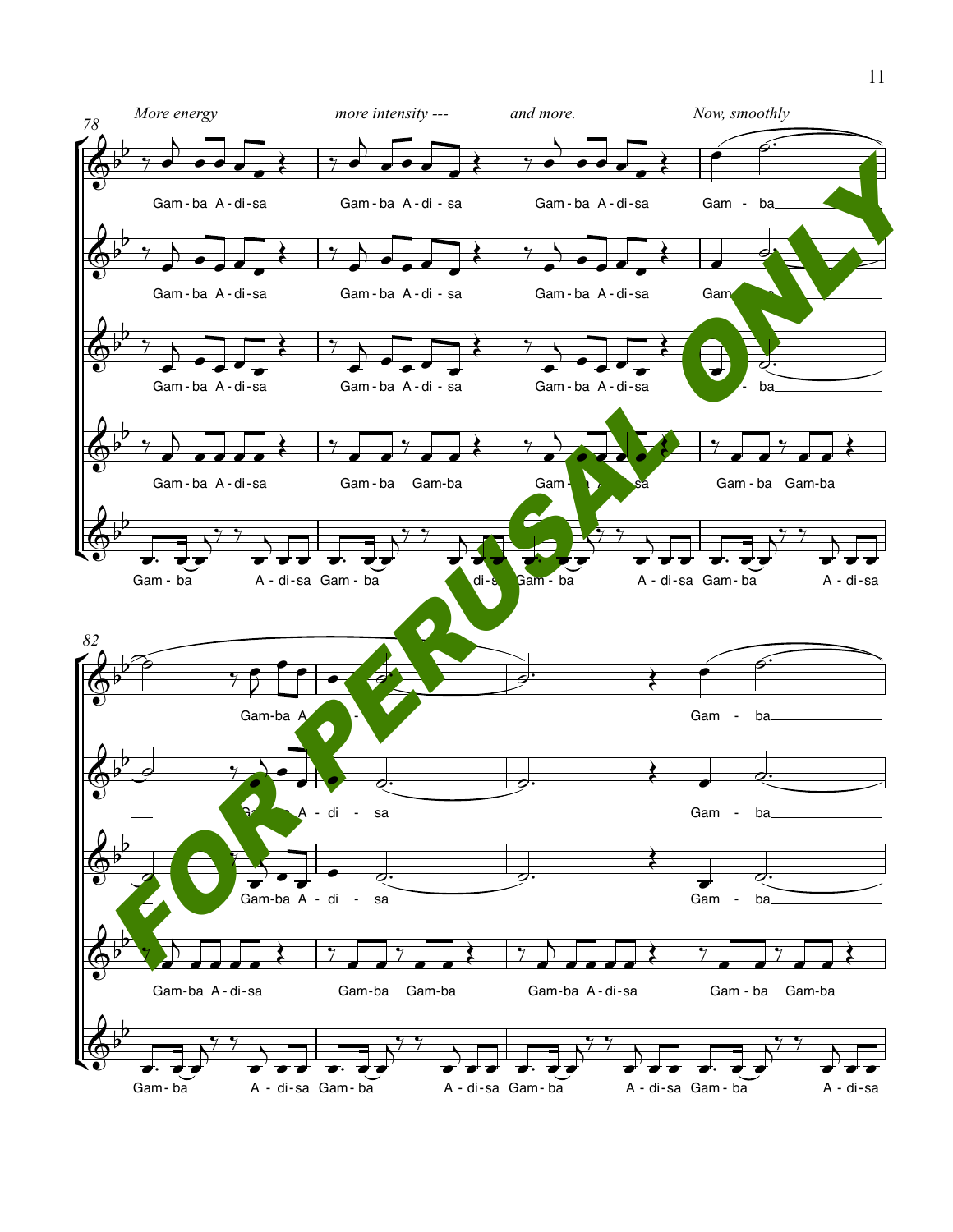*More energy* *more intensity ---* *and more.* *Now, smoothly*

Gam-ba A-di-sa Gam-ba A-di-sa Gam-ba A-di-sa Gam - ba

Gam-ba A-di-sa Gam-ba A-di-sa Gam-ba A-di-sa Gam - ba

Gam-ba A-di-sa Gam-ba A-di-sa Gam-ba A-di-sa Gam - ba

Gam-ba A-di-sa Gam-ba Gam-ba Gam-ba A-di-sa Gam-ba Gam-ba

Gam - ba A-di-sa Gam - ba A-di-sa Gam - ba A-di-sa Gam-ba A-di-sa

Gam-ba A-di - sa Gam - ba

Gam-ba A-di - sa Gam - ba

Gam-ba A-di - sa Gam - ba

Gam-ba A-di-sa Gam-ba Gam-ba Gam-ba A-di-sa Gam-ba Gam-ba

Gam-ba A-di-sa Gam-ba A-di-sa Gam-ba A-di-sa Gam-ba A-di-sa

FOR PERUSAL ONLY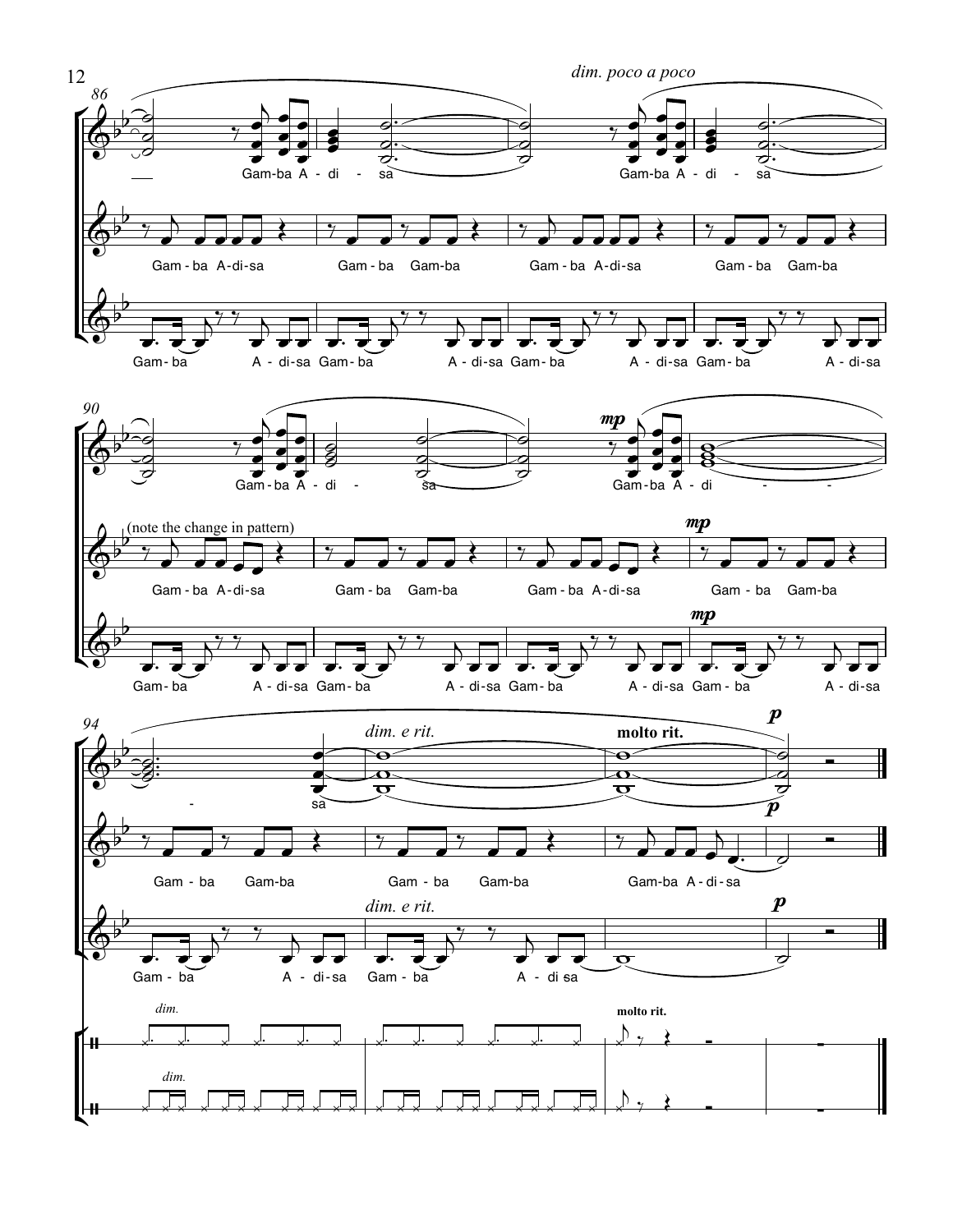*dim. poco a poco*

86

Gam-ba A - di - sa Gam-ba A - di - sa

Gam - ba A-di-sa Gam - ba Gam-ba Gam - ba A-di-sa Gam - ba Gam-ba

Gam- ba A - di-sa Gam- ba A - di-sa Gam- ba A - di-sa Gam- ba A - di-sa

90

*mp*

Gam-ba A - di - sa Gam-ba A - di - -

(note the change in pattern)

*mp*

Gam - ba A-di-sa Gam - ba Gam-ba Gam - ba A-di-sa Gam - ba Gam-ba

*mp*

Gam- ba A - di-sa Gam- ba A - di-sa Gam- ba A - di-sa Gam - ba A - di-sa

94

*dim. e rit.* **molto rit.** *p*

\- sa

*p*

Gam - ba Gam-ba Gam - ba Gam-ba Gam-ba A - di - sa

*dim. e rit.* *p*

Gam - ba A - di-sa Gam - ba A - di sa

*dim.* **molto rit.**

*dim.*